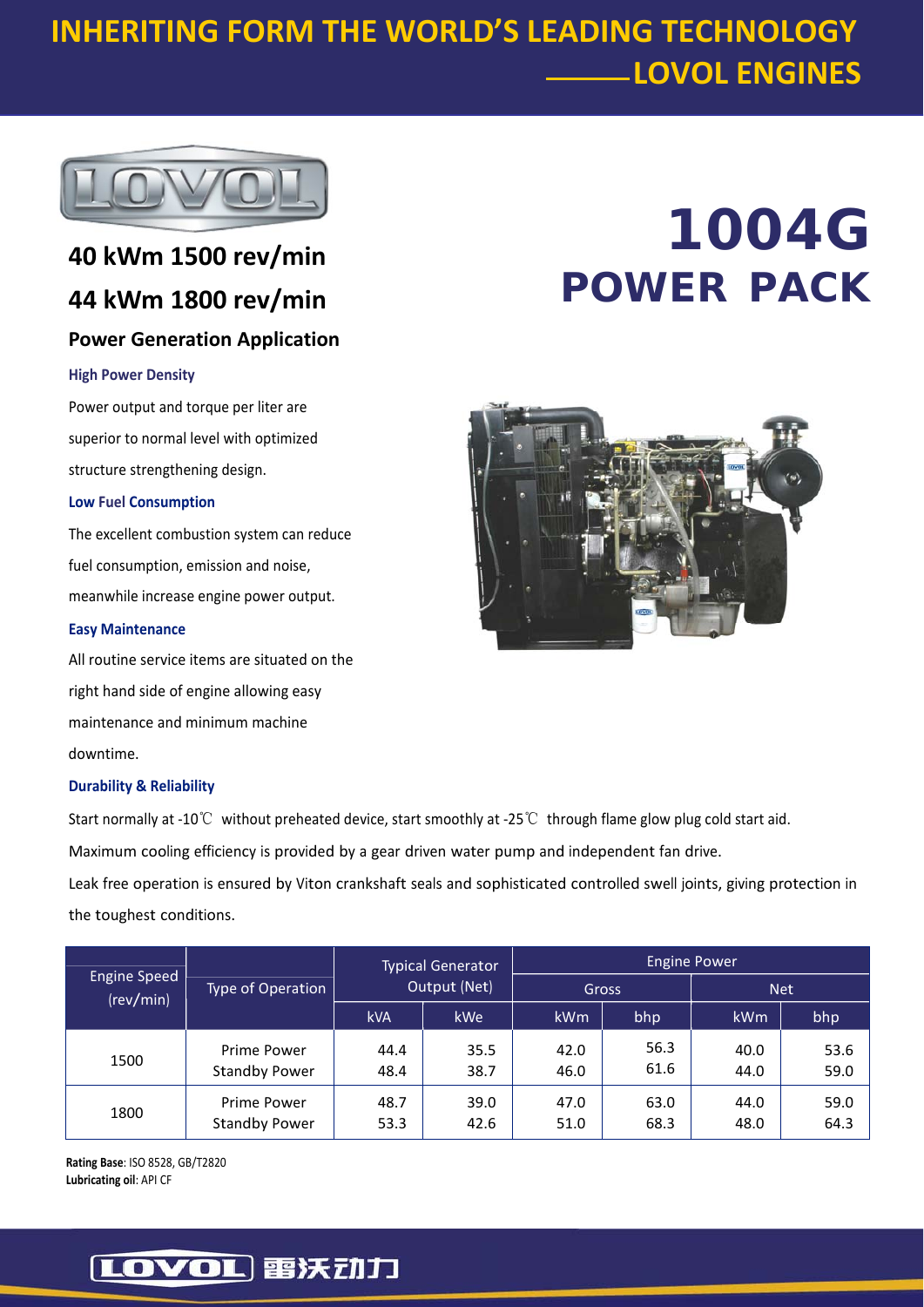# INHERITING FORM THE WORLD'S LEADING TECHNOLOGY
## ——LOVOL ENGINES

# 1004G POWER PACK

## 40 kWm 1500 rev/min
## 44 kWm 1800 rev/min

### Power Generation Application

**High Power Density**

Power output and torque per liter are superior to normal level with optimized structure strengthening design.

**Low Fuel Consumption**

The excellent combustion system can reduce fuel consumption, emission and noise, meanwhile increase engine power output.

**Easy Maintenance**

All routine service items are situated on the right hand side of engine allowing easy maintenance and minimum machine downtime.

**Durability & Reliability**

Start normally at -10℃ without preheated device, start smoothly at -25℃ through flame glow plug cold start aid.

Maximum cooling efficiency is provided by a gear driven water pump and independent fan drive.

Leak free operation is ensured by Viton crankshaft seals and sophisticated controlled swell joints, giving protection in the toughest conditions.

| Engine Speed (rev/min) | Type of Operation | Typical Generator Output (Net) | | Engine Power | | | |
|---|---|---|---|---|---|---|---|
| | | | | Gross | | Net | |
| | | kVA | kWe | kWm | bhp | kWm | bhp |
| 1500 | Prime Power | 44.4 | 35.5 | 42.0 | 56.3 | 40.0 | 53.6 |
| | Standby Power | 48.4 | 38.7 | 46.0 | 61.6 | 44.0 | 59.0 |
| 1800 | Prime Power | 48.7 | 39.0 | 47.0 | 63.0 | 44.0 | 59.0 |
| | Standby Power | 53.3 | 42.6 | 51.0 | 68.3 | 48.0 | 64.3 |

**Rating Base**: ISO 8528, GB/T2820
**Lubricating oil**: API CF

LOVOL 雷沃动力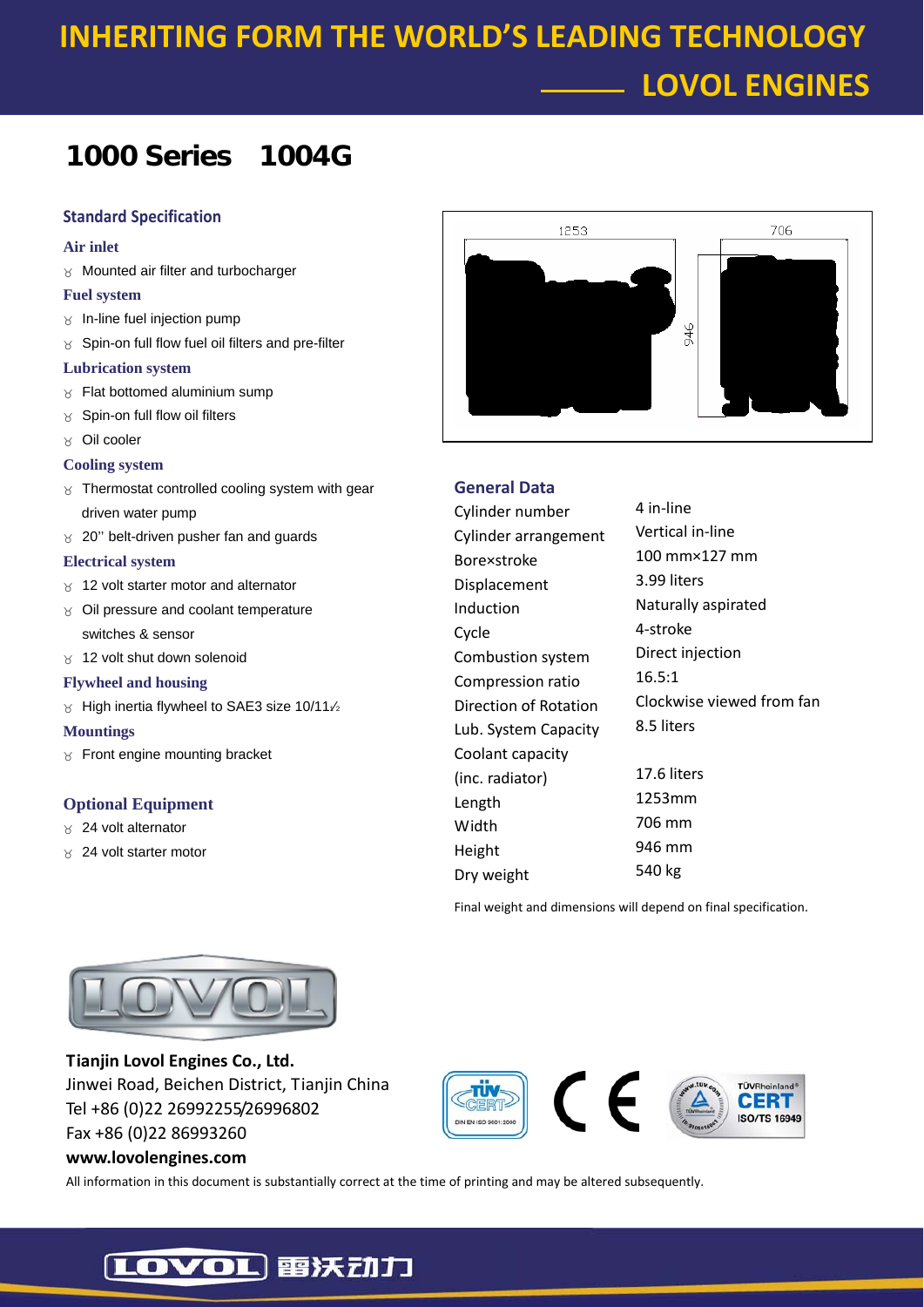# INHERITING FORM THE WORLD'S LEADING TECHNOLOGY

## —— LOVOL ENGINES

## 1000 Series 1004G

### Standard Specification

**Air inlet**

- Mounted air filter and turbocharger

**Fuel system**

- In-line fuel injection pump
- Spin-on full flow fuel oil filters and pre-filter

**Lubrication system**

- Flat bottomed aluminium sump
- Spin-on full flow oil filters
- Oil cooler

**Cooling system**

- Thermostat controlled cooling system with gear driven water pump
- 20'' belt-driven pusher fan and guards

**Electrical system**

- 12 volt starter motor and alternator
- Oil pressure and coolant temperature switches & sensor
- 12 volt shut down solenoid

**Flywheel and housing**

- High inertia flywheel to SAE3 size 10/11½

**Mountings**

- Front engine mounting bracket

### Optional Equipment

- 24 volt alternator
- 24 volt starter motor

1253
706
946

### General Data

| | |
|---|---|
| Cylinder number | 4 in-line |
| Cylinder arrangement | Vertical in-line |
| Bore×stroke | 100 mm×127 mm |
| Displacement | 3.99 liters |
| Induction | Naturally aspirated |
| Cycle | 4-stroke |
| Combustion system | Direct injection |
| Compression ratio | 16.5:1 |
| Direction of Rotation | Clockwise viewed from fan |
| Lub. System Capacity | 8.5 liters |
| Coolant capacity (inc. radiator) | 17.6 liters |
| Length | 1253mm |
| Width | 706 mm |
| Height | 946 mm |
| Dry weight | 540 kg |

Final weight and dimensions will depend on final specification.

**Tianjin Lovol Engines Co., Ltd.**
Jinwei Road, Beichen District, Tianjin China
Tel +86 (0)22 26992255/26996802
Fax +86 (0)22 86993260
**www.lovolengines.com**

All information in this document is substantially correct at the time of printing and may be altered subsequently.